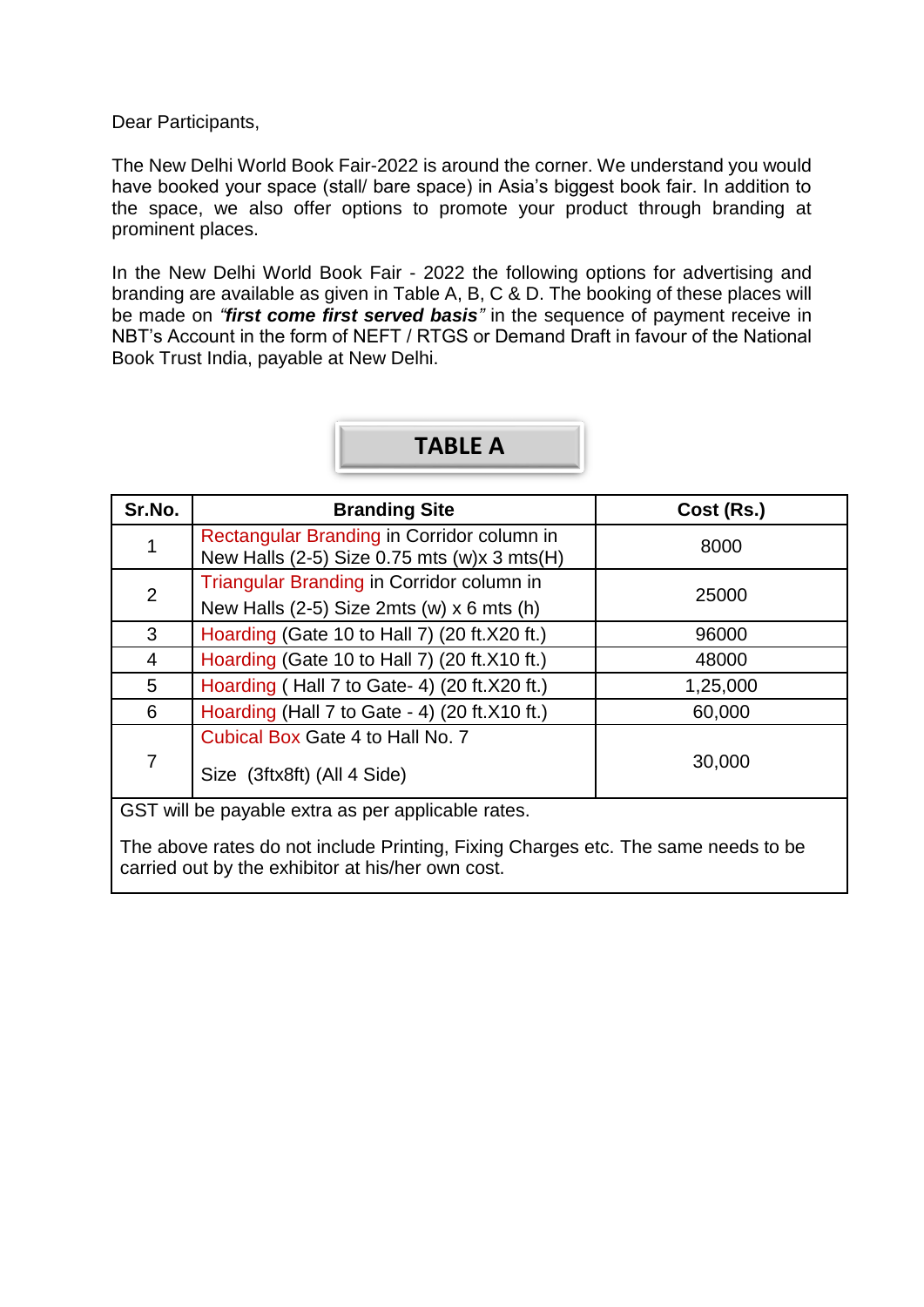Dear Participants,

The New Delhi World Book Fair-2022 is around the corner. We understand you would have booked your space (stall/ bare space) in Asia's biggest book fair. In addition to the space, we also offer options to promote your product through branding at prominent places.

In the New Delhi World Book Fair - 2022 the following options for advertising and branding are available as given in Table A, B, C & D. The booking of these places will be made on ***"first come first served basis"*** in the sequence of payment receive in NBT's Account in the form of NEFT / RTGS or Demand Draft in favour of the National Book Trust India, payable at New Delhi.

## TABLE A

| Sr.No. | Branding Site | Cost (Rs.) |
|---|---|---|
| 1 | Rectangular Branding in Corridor column in New Halls (2-5) Size 0.75 mts (w)x 3 mts(H) | 8000 |
| 2 | Triangular Branding in Corridor column in New Halls (2-5) Size 2mts (w) x 6 mts (h) | 25000 |
| 3 | Hoarding (Gate 10 to Hall 7) (20 ft.X20 ft.) | 96000 |
| 4 | Hoarding (Gate 10 to Hall 7) (20 ft.X10 ft.) | 48000 |
| 5 | Hoarding ( Hall 7 to Gate- 4) (20 ft.X20 ft.) | 1,25,000 |
| 6 | Hoarding (Hall 7 to Gate - 4) (20 ft.X10 ft.) | 60,000 |
| 7 | Cubical Box Gate 4 to Hall No. 7<br>Size (3ftx8ft) (All 4 Side) | 30,000 |

GST will be payable extra as per applicable rates.

The above rates do not include Printing, Fixing Charges etc. The same needs to be carried out by the exhibitor at his/her own cost.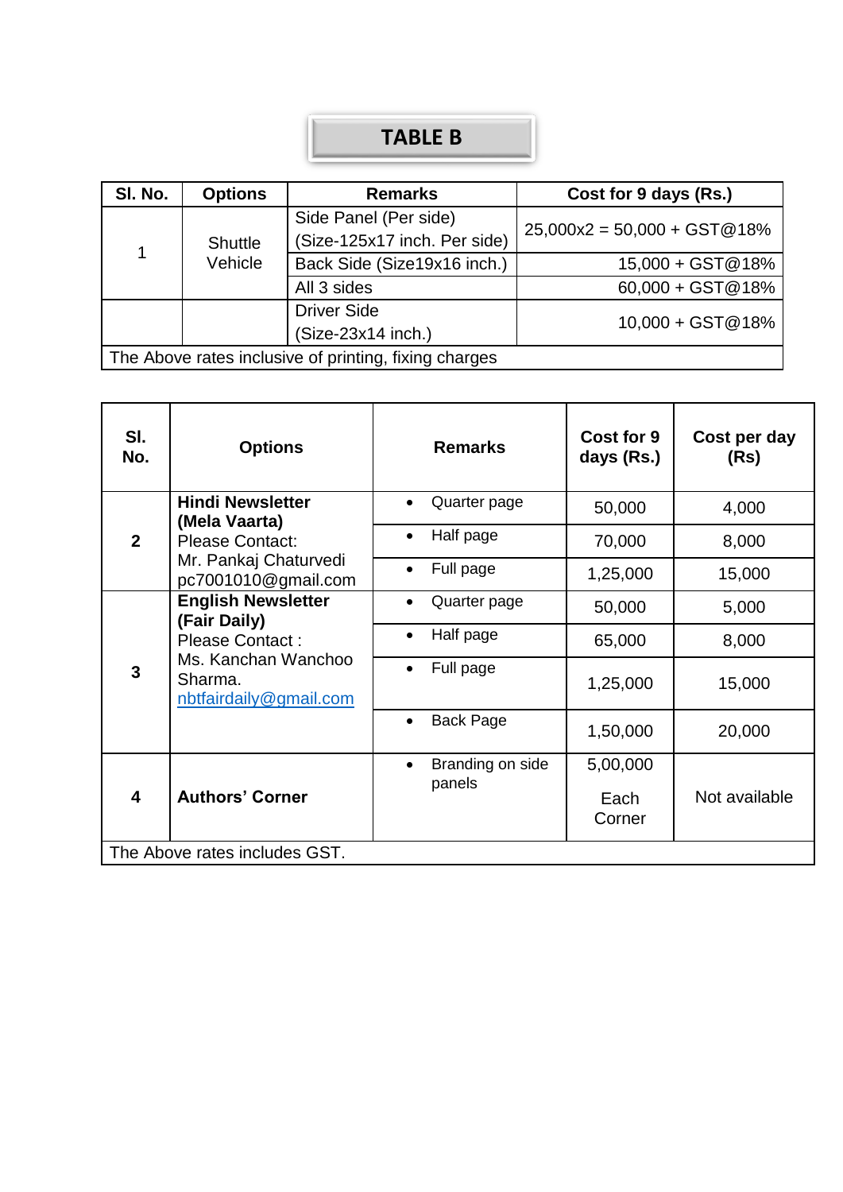## TABLE B

| Sl. No. | Options | Remarks | Cost for 9 days (Rs.) |
|---|---|---|---|
| 1 | Shuttle Vehicle | Side Panel (Per side) (Size-125x17 inch. Per side) | 25,000x2 = 50,000 + GST@18% |
| | | Back Side (Size19x16 inch.) | 15,000 + GST@18% |
| | | All 3 sides | 60,000 + GST@18% |
| | | Driver Side (Size-23x14 inch.) | 10,000 + GST@18% |
| The Above rates inclusive of printing, fixing charges | | | |

| Sl. No. | Options | Remarks | Cost for 9 days (Rs.) | Cost per day (Rs) |
|---|---|---|---|---|
| **2** | **Hindi Newsletter (Mela Vaarta)** Please Contact: Mr. Pankaj Chaturvedi pc7001010@gmail.com | • Quarter page | 50,000 | 4,000 |
| | | • Half page | 70,000 | 8,000 |
| | | • Full page | 1,25,000 | 15,000 |
| **3** | **English Newsletter (Fair Daily)** Please Contact : Ms. Kanchan Wanchoo Sharma. nbtfairdaily@gmail.com | • Quarter page | 50,000 | 5,000 |
| | | • Half page | 65,000 | 8,000 |
| | | • Full page | 1,25,000 | 15,000 |
| | | • Back Page | 1,50,000 | 20,000 |
| **4** | **Authors' Corner** | • Branding on side panels | 5,00,000 Each Corner | Not available |
| The Above rates includes GST. | | | | |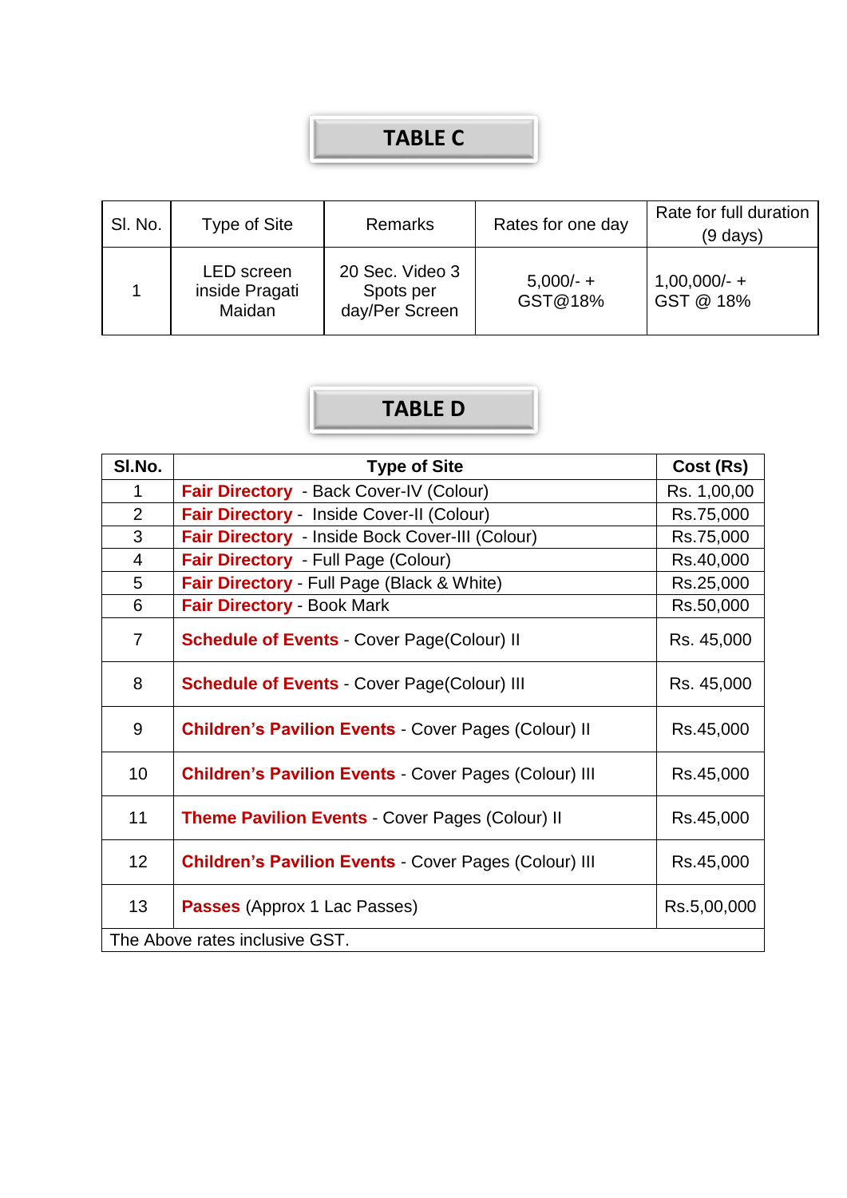## TABLE C

| Sl. No. | Type of Site | Remarks | Rates for one day | Rate for full duration (9 days) |
|---|---|---|---|---|
| 1 | LED screen inside Pragati Maidan | 20 Sec. Video 3 Spots per day/Per Screen | 5,000/- + GST@18% | 1,00,000/- + GST @ 18% |

## TABLE D

| Sl.No. | Type of Site | Cost (Rs) |
|---|---|---|
| 1 | **Fair Directory** - Back Cover-IV (Colour) | Rs. 1,00,00 |
| 2 | **Fair Directory** - Inside Cover-II (Colour) | Rs.75,000 |
| 3 | **Fair Directory** - Inside Bock Cover-III (Colour) | Rs.75,000 |
| 4 | **Fair Directory** - Full Page (Colour) | Rs.40,000 |
| 5 | **Fair Directory** - Full Page (Black & White) | Rs.25,000 |
| 6 | **Fair Directory** - Book Mark | Rs.50,000 |
| 7 | **Schedule of Events** - Cover Page(Colour) II | Rs. 45,000 |
| 8 | **Schedule of Events** - Cover Page(Colour) III | Rs. 45,000 |
| 9 | **Children's Pavilion Events** - Cover Pages (Colour) II | Rs.45,000 |
| 10 | **Children's Pavilion Events** - Cover Pages (Colour) III | Rs.45,000 |
| 11 | **Theme Pavilion Events** - Cover Pages (Colour) II | Rs.45,000 |
| 12 | **Children's Pavilion Events** - Cover Pages (Colour) III | Rs.45,000 |
| 13 | **Passes** (Approx 1 Lac Passes) | Rs.5,00,000 |
| The Above rates inclusive GST. | | |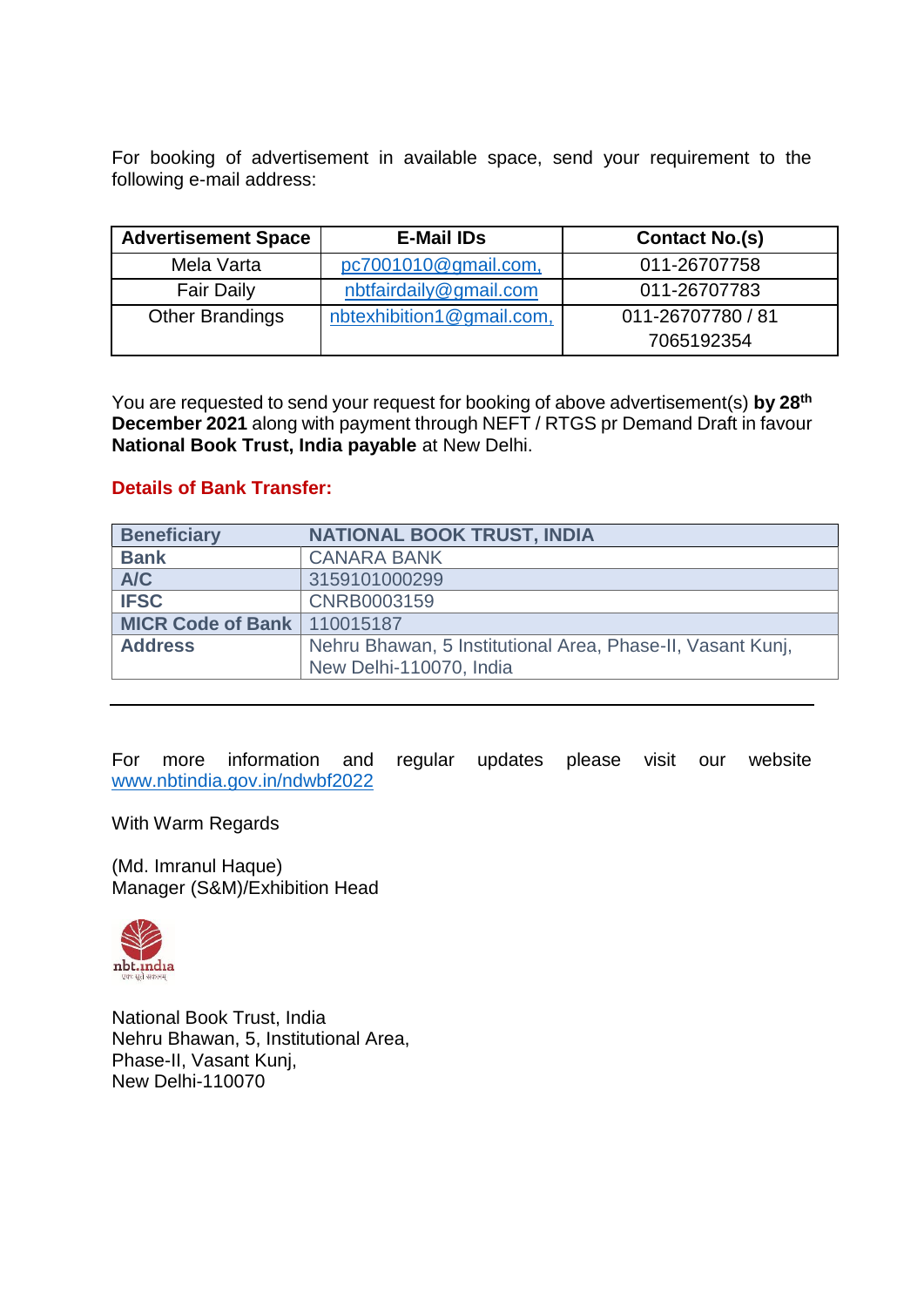For booking of advertisement in available space, send your requirement to the following e-mail address:

| Advertisement Space | E-Mail IDs | Contact No.(s) |
|---|---|---|
| Mela Varta | pc7001010@gmail.com, | 011-26707758 |
| Fair Daily | nbtfairdaily@gmail.com | 011-26707783 |
| Other Brandings | nbtexhibition1@gmail.com, | 011-26707780 / 81<br>7065192354 |

You are requested to send your request for booking of above advertisement(s) **by 28th December 2021** along with payment through NEFT / RTGS pr Demand Draft in favour **National Book Trust, India payable** at New Delhi.

**Details of Bank Transfer:**

| | |
|---|---|
| **Beneficiary** | **NATIONAL BOOK TRUST, INDIA** |
| **Bank** | CANARA BANK |
| **A/C** | 3159101000299 |
| **IFSC** | CNRB0003159 |
| **MICR Code of Bank** | 110015187 |
| **Address** | Nehru Bhawan, 5 Institutional Area, Phase-II, Vasant Kunj, New Delhi-110070, India |

---

For more information and regular updates please visit our website www.nbtindia.gov.in/ndwbf2022

With Warm Regards

(Md. Imranul Haque)
Manager (S&M)/Exhibition Head

nbt.india

National Book Trust, India
Nehru Bhawan, 5, Institutional Area,
Phase-II, Vasant Kunj,
New Delhi-110070